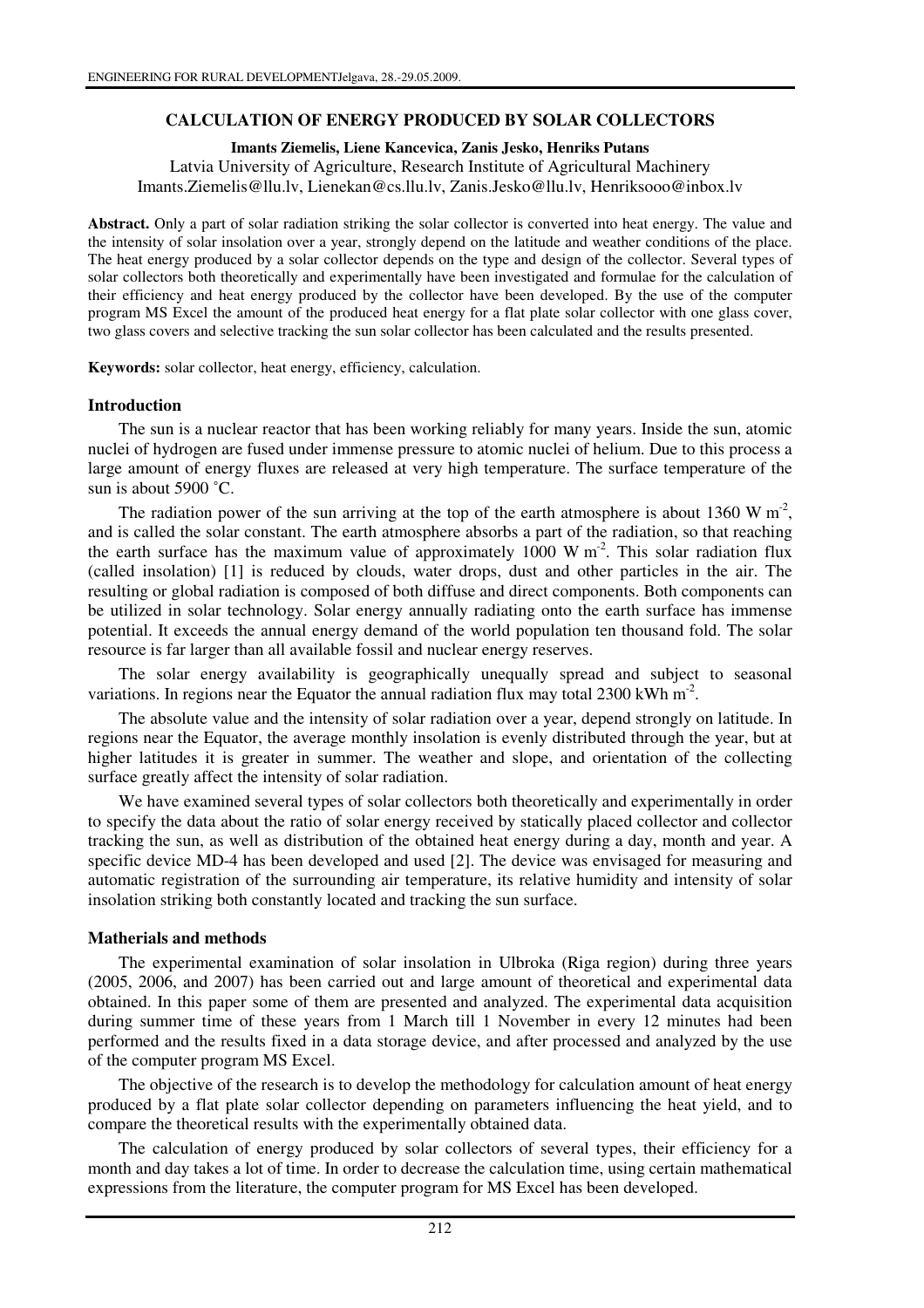# CALCULATION OF ENERGY PRODUCED BY SOLAR COLLECTORS

**Imants Ziemelis, Liene Kancevica, Zanis Jesko, Henriks Putans**

Latvia University of Agriculture, Research Institute of Agricultural Machinery

Imants.Ziemelis@llu.lv, Lienekan@cs.llu.lv, Zanis.Jesko@llu.lv, Henriksooo@inbox.lv

**Abstract.** Only a part of solar radiation striking the solar collector is converted into heat energy. The value and the intensity of solar insolation over a year, strongly depend on the latitude and weather conditions of the place. The heat energy produced by a solar collector depends on the type and design of the collector. Several types of solar collectors both theoretically and experimentally have been investigated and formulae for the calculation of their efficiency and heat energy produced by the collector have been developed. By the use of the computer program MS Excel the amount of the produced heat energy for a flat plate solar collector with one glass cover, two glass covers and selective tracking the sun solar collector has been calculated and the results presented.

**Keywords:** solar collector, heat energy, efficiency, calculation.

## Introduction

The sun is a nuclear reactor that has been working reliably for many years. Inside the sun, atomic nuclei of hydrogen are fused under immense pressure to atomic nuclei of helium. Due to this process a large amount of energy fluxes are released at very high temperature. The surface temperature of the sun is about 5900 ˚C.

The radiation power of the sun arriving at the top of the earth atmosphere is about 1360 W m$^{-2}$, and is called the solar constant. The earth atmosphere absorbs a part of the radiation, so that reaching the earth surface has the maximum value of approximately 1000 W m$^{-2}$. This solar radiation flux (called insolation) [1] is reduced by clouds, water drops, dust and other particles in the air. The resulting or global radiation is composed of both diffuse and direct components. Both components can be utilized in solar technology. Solar energy annually radiating onto the earth surface has immense potential. It exceeds the annual energy demand of the world population ten thousand fold. The solar resource is far larger than all available fossil and nuclear energy reserves.

The solar energy availability is geographically unequally spread and subject to seasonal variations. In regions near the Equator the annual radiation flux may total 2300 kWh m$^{-2}$.

The absolute value and the intensity of solar radiation over a year, depend strongly on latitude. In regions near the Equator, the average monthly insolation is evenly distributed through the year, but at higher latitudes it is greater in summer. The weather and slope, and orientation of the collecting surface greatly affect the intensity of solar radiation.

We have examined several types of solar collectors both theoretically and experimentally in order to specify the data about the ratio of solar energy received by statically placed collector and collector tracking the sun, as well as distribution of the obtained heat energy during a day, month and year. A specific device MD-4 has been developed and used [2]. The device was envisaged for measuring and automatic registration of the surrounding air temperature, its relative humidity and intensity of solar insolation striking both constantly located and tracking the sun surface.

## Matherials and methods

The experimental examination of solar insolation in Ulbroka (Riga region) during three years (2005, 2006, and 2007) has been carried out and large amount of theoretical and experimental data obtained. In this paper some of them are presented and analyzed. The experimental data acquisition during summer time of these years from 1 March till 1 November in every 12 minutes had been performed and the results fixed in a data storage device, and after processed and analyzed by the use of the computer program MS Excel.

The objective of the research is to develop the methodology for calculation amount of heat energy produced by a flat plate solar collector depending on parameters influencing the heat yield, and to compare the theoretical results with the experimentally obtained data.

The calculation of energy produced by solar collectors of several types, their efficiency for a month and day takes a lot of time. In order to decrease the calculation time, using certain mathematical expressions from the literature, the computer program for MS Excel has been developed.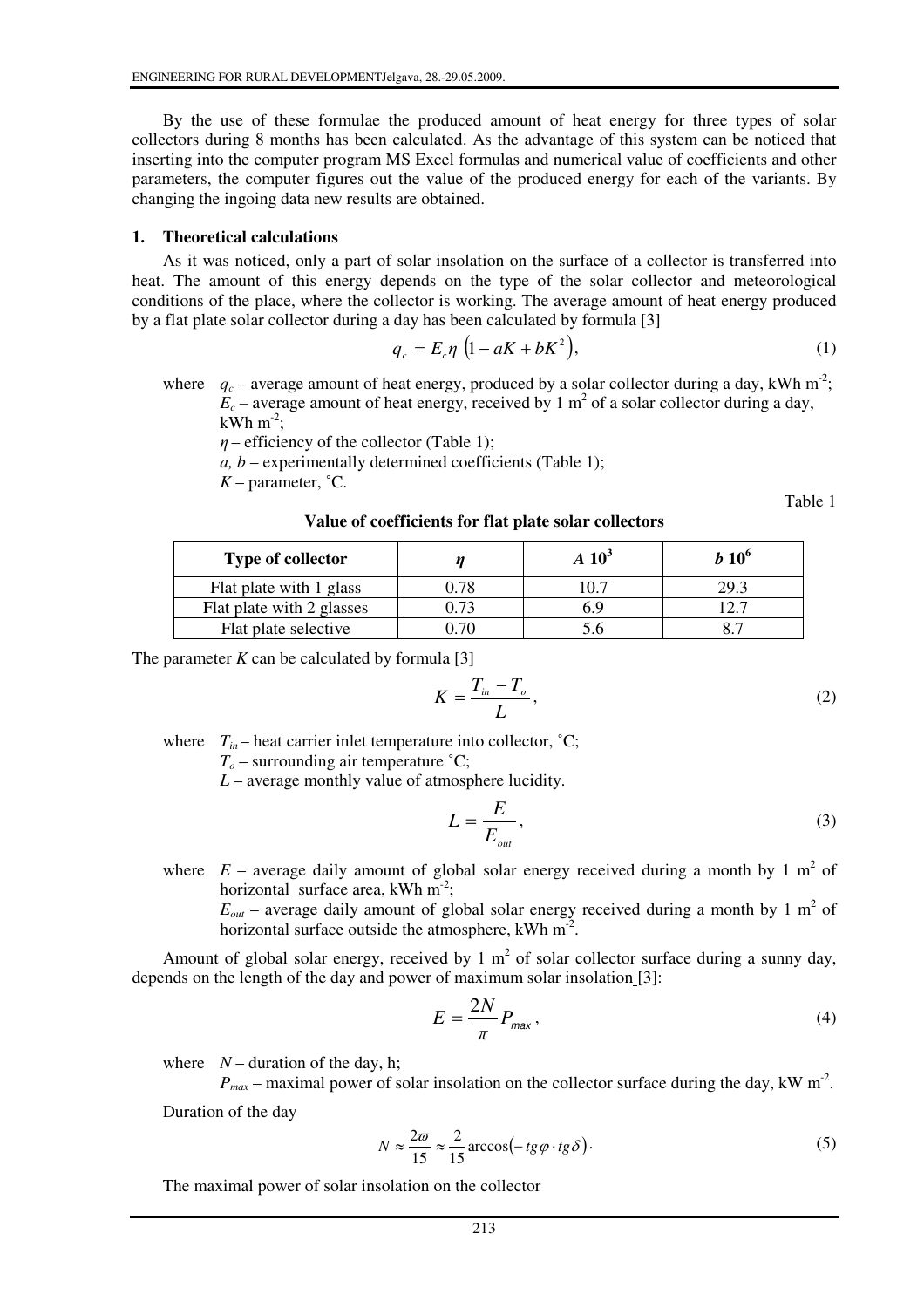By the use of these formulae the produced amount of heat energy for three types of solar collectors during 8 months has been calculated. As the advantage of this system can be noticed that inserting into the computer program MS Excel formulas and numerical value of coefficients and other parameters, the computer figures out the value of the produced energy for each of the variants. By changing the ingoing data new results are obtained.

## 1. Theoretical calculations

As it was noticed, only a part of solar insolation on the surface of a collector is transferred into heat. The amount of this energy depends on the type of the solar collector and meteorological conditions of the place, where the collector is working. The average amount of heat energy produced by a flat plate solar collector during a day has been calculated by formula [3]

$$q_c = E_c \eta \left(1 - aK + bK^2\right), \tag{1}$$

where $q_c$ – average amount of heat energy, produced by a solar collector during a day, kWh m$^{-2}$;
$E_c$ – average amount of heat energy, received by 1 m$^2$ of a solar collector during a day, kWh m$^{-2}$;
$\eta$ – efficiency of the collector (Table 1);
$a, b$ – experimentally determined coefficients (Table 1);
$K$ – parameter, ˚C.

Table 1

**Value of coefficients for flat plate solar collectors**

| Type of collector | $\eta$ | $A\ 10^3$ | $b\ 10^6$ |
|---|---|---|---|
| Flat plate with 1 glass | 0.78 | 10.7 | 29.3 |
| Flat plate with 2 glasses | 0.73 | 6.9 | 12.7 |
| Flat plate selective | 0.70 | 5.6 | 8.7 |

The parameter $K$ can be calculated by formula [3]

$$K = \frac{T_{in} - T_o}{L}, \tag{2}$$

where $T_{in}$ – heat carrier inlet temperature into collector, ˚C;
$T_o$ – surrounding air temperature ˚C;
$L$ – average monthly value of atmosphere lucidity.

$$L = \frac{E}{E_{out}}, \tag{3}$$

where $E$ – average daily amount of global solar energy received during a month by 1 m$^2$ of horizontal surface area, kWh m$^{-2}$;
$E_{out}$ – average daily amount of global solar energy received during a month by 1 m$^2$ of horizontal surface outside the atmosphere, kWh m$^{-2}$.

Amount of global solar energy, received by 1 m$^2$ of solar collector surface during a sunny day, depends on the length of the day and power of maximum solar insolation [3]:

$$E = \frac{2N}{\pi} P_{max}, \tag{4}$$

where $N$ – duration of the day, h;
$P_{max}$ – maximal power of solar insolation on the collector surface during the day, kW m$^{-2}$.

Duration of the day

$$N \approx \frac{2\varpi}{15} \approx \frac{2}{15} \arccos\left(-tg\varphi \cdot tg\delta\right). \tag{5}$$

The maximal power of solar insolation on the collector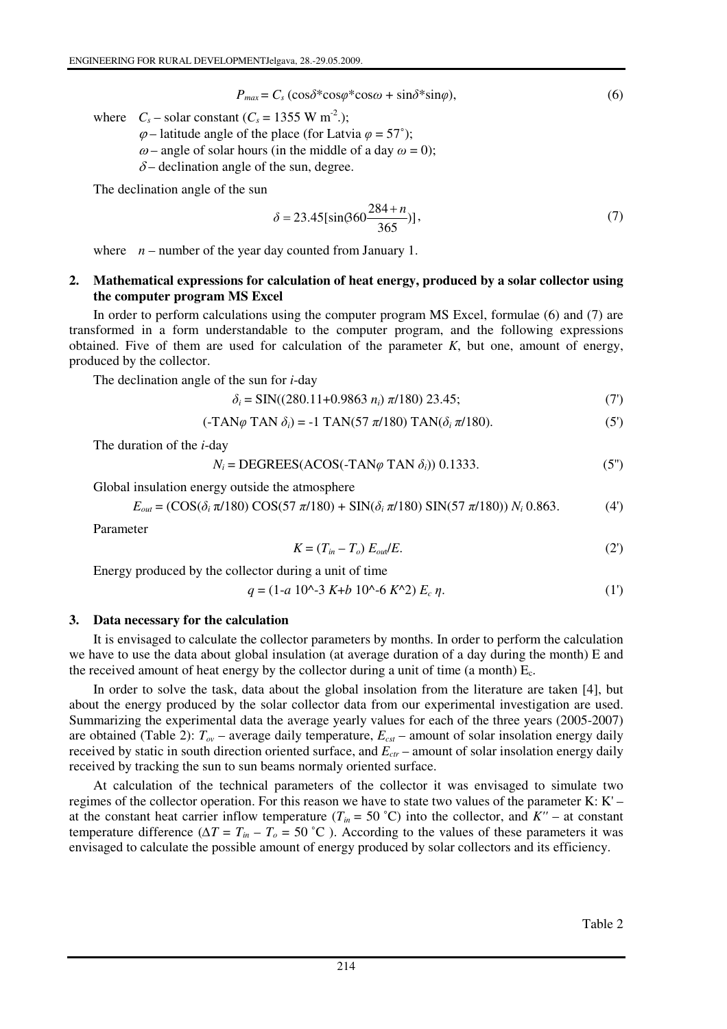$$P_{max} = C_s\,(\cos\delta * \cos\varphi * \cos\omega + \sin\delta * \sin\varphi), \tag{6}$$

where $C_s$ – solar constant ($C_s$ = 1355 W m$^{-2}$.);

$\varphi$ – latitude angle of the place (for Latvia $\varphi = 57^\circ$);

$\omega$ – angle of solar hours (in the middle of a day $\omega = 0$);

$\delta$ – declination angle of the sun, degree.

The declination angle of the sun

$$\delta = 23.45[\sin(360\frac{284+n}{365})], \tag{7}$$

where $n$ – number of the year day counted from January 1.

**2. Mathematical expressions for calculation of heat energy, produced by a solar collector using the computer program MS Excel**

In order to perform calculations using the computer program MS Excel, formulae (6) and (7) are transformed in a form understandable to the computer program, and the following expressions obtained. Five of them are used for calculation of the parameter $K$, but one, amount of energy, produced by the collector.

The declination angle of the sun for $i$-day

$$\delta_i = \text{SIN}((280.11+0.9863\ n_i)\ \pi/180)\ 23.45; \tag{7'}$$

$$(-\text{TAN}\varphi\ \text{TAN}\ \delta_i) = -1\ \text{TAN}(57\ \pi/180)\ \text{TAN}(\delta_i\ \pi/180). \tag{5'}$$

The duration of the $i$-day

$$N_i = \text{DEGREES}(\text{ACOS}(-\text{TAN}\varphi\ \text{TAN}\ \delta_i))\ 0.1333. \tag{5''}$$

Global insulation energy outside the atmosphere

$$E_{out} = (\text{COS}(\delta_i\ \pi/180)\ \text{COS}(57\ \pi/180) + \text{SIN}(\delta_i\ \pi/180)\ \text{SIN}(57\ \pi/180))\ N_i\ 0.863. \tag{4'}$$

Parameter

$$K = (T_{in} - T_o)\ E_{out}/E. \tag{2'}$$

Energy produced by the collector during a unit of time

$$q = (1\text{-}a\ 10\text{^-}3\ K\text{+}b\ 10\text{^-}6\ K\text{^}2)\ E_c\ \eta. \tag{1'}$$

**3. Data necessary for the calculation**

It is envisaged to calculate the collector parameters by months. In order to perform the calculation we have to use the data about global insulation (at average duration of a day during the month) E and the received amount of heat energy by the collector during a unit of time (a month) $E_c$.

In order to solve the task, data about the global insolation from the literature are taken [4], but about the energy produced by the solar collector data from our experimental investigation are used. Summarizing the experimental data the average yearly values for each of the three years (2005-2007) are obtained (Table 2): $T_{ov}$ – average daily temperature, $E_{cst}$ – amount of solar insolation energy daily received by static in south direction oriented surface, and $E_{ctr}$ – amount of solar insolation energy daily received by tracking the sun to sun beams normaly oriented surface.

At calculation of the technical parameters of the collector it was envisaged to simulate two regimes of the collector operation. For this reason we have to state two values of the parameter K: K' – at the constant heat carrier inflow temperature ($T_{in}$ = 50 ˚C) into the collector, and $K''$ – at constant temperature difference ($\Delta T = T_{in} - T_o$ = 50 ˚C ). According to the values of these parameters it was envisaged to calculate the possible amount of energy produced by solar collectors and its efficiency.

Table 2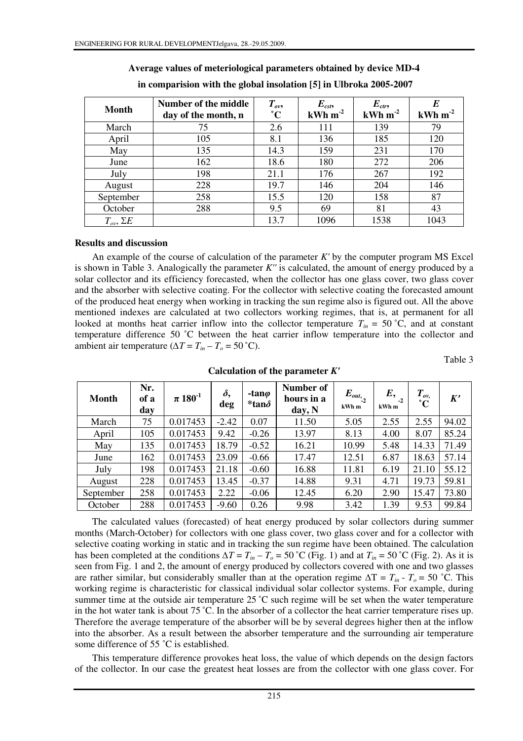**Average values of meteriological parameters obtained by device MD-4 in comparision with the global insolation [5] in Ulbroka 2005-2007**

| Month | Number of the middle day of the month, n | $T_{ov}$, ˚C | $E_{cst}$, kWh m$^{-2}$ | $E_{ctr}$, kWh m$^{-2}$ | $E$ kWh m$^{-2}$ |
|---|---|---|---|---|---|
| March | 75 | 2.6 | 111 | 139 | 79 |
| April | 105 | 8.1 | 136 | 185 | 120 |
| May | 135 | 14.3 | 159 | 231 | 170 |
| June | 162 | 18.6 | 180 | 272 | 206 |
| July | 198 | 21.1 | 176 | 267 | 192 |
| August | 228 | 19.7 | 146 | 204 | 146 |
| September | 258 | 15.5 | 120 | 158 | 87 |
| October | 288 | 9.5 | 69 | 81 | 43 |
| $T_{ov}$, $\Sigma E$ | | 13.7 | 1096 | 1538 | 1043 |

## Results and discussion

An example of the course of calculation of the parameter $K'$ by the computer program MS Excel is shown in Table 3. Analogically the parameter $K''$ is calculated, the amount of energy produced by a solar collector and its efficiency forecasted, when the collector has one glass cover, two glass cover and the absorber with selective coating. For the collector with selective coating the forecasted amount of the produced heat energy when working in tracking the sun regime also is figured out. All the above mentioned indexes are calculated at two collectors working regimes, that is, at permanent for all looked at months heat carrier inflow into the collector temperature $T_{in}$ = 50 ˚C, and at constant temperature difference 50 ˚C between the heat carrier inflow temperature into the collector and ambient air temperature ($\Delta T = T_{in} - T_o$ = 50 ˚C).

Table 3

**Calculation of the parameter $K'$**

| Month | Nr. of a day | $\pi$ 180$^{-1}$ | $\delta$, deg | -tan$\varphi$ *tan$\delta$ | Number of hours in a day, N | $E_{out}$, kWh m$^{-2}$ | $E$, kWh m$^{-2}$ | $T_{ov}$, ˚C | $K'$ |
|---|---|---|---|---|---|---|---|---|---|
| March | 75 | 0.017453 | -2.42 | 0.07 | 11.50 | 5.05 | 2.55 | 2.55 | 94.02 |
| April | 105 | 0.017453 | 9.42 | -0.26 | 13.97 | 8.13 | 4.00 | 8.07 | 85.24 |
| May | 135 | 0.017453 | 18.79 | -0.52 | 16.21 | 10.99 | 5.48 | 14.33 | 71.49 |
| June | 162 | 0.017453 | 23.09 | -0.66 | 17.47 | 12.51 | 6.87 | 18.63 | 57.14 |
| July | 198 | 0.017453 | 21.18 | -0.60 | 16.88 | 11.81 | 6.19 | 21.10 | 55.12 |
| August | 228 | 0.017453 | 13.45 | -0.37 | 14.88 | 9.31 | 4.71 | 19.73 | 59.81 |
| September | 258 | 0.017453 | 2.22 | -0.06 | 12.45 | 6.20 | 2.90 | 15.47 | 73.80 |
| October | 288 | 0.017453 | -9.60 | 0.26 | 9.98 | 3.42 | 1.39 | 9.53 | 99.84 |

The calculated values (forecasted) of heat energy produced by solar collectors during summer months (March-October) for collectors with one glass cover, two glass cover and for a collector with selective coating working in static and in tracking the sun regime have been obtained. The calculation has been completed at the conditions $\Delta T = T_{in} - T_o$ = 50 ˚C (Fig. 1) and at $T_{in}$ = 50 ˚C (Fig. 2). As it is seen from Fig. 1 and 2, the amount of energy produced by collectors covered with one and two glasses are rather similar, but considerably smaller than at the operation regime $\Delta T = T_{in} - T_o$ = 50 ˚C. This working regime is characteristic for classical individual solar collector systems. For example, during summer time at the outside air temperature 25 ˚C such regime will be set when the water temperature in the hot water tank is about 75 ˚C. In the absorber of a collector the heat carrier temperature rises up. Therefore the average temperature of the absorber will be by several degrees higher then at the inflow into the absorber. As a result between the absorber temperature and the surrounding air temperature some difference of 55 ˚C is established.

This temperature difference provokes heat loss, the value of which depends on the design factors of the collector. In our case the greatest heat losses are from the collector with one glass cover. For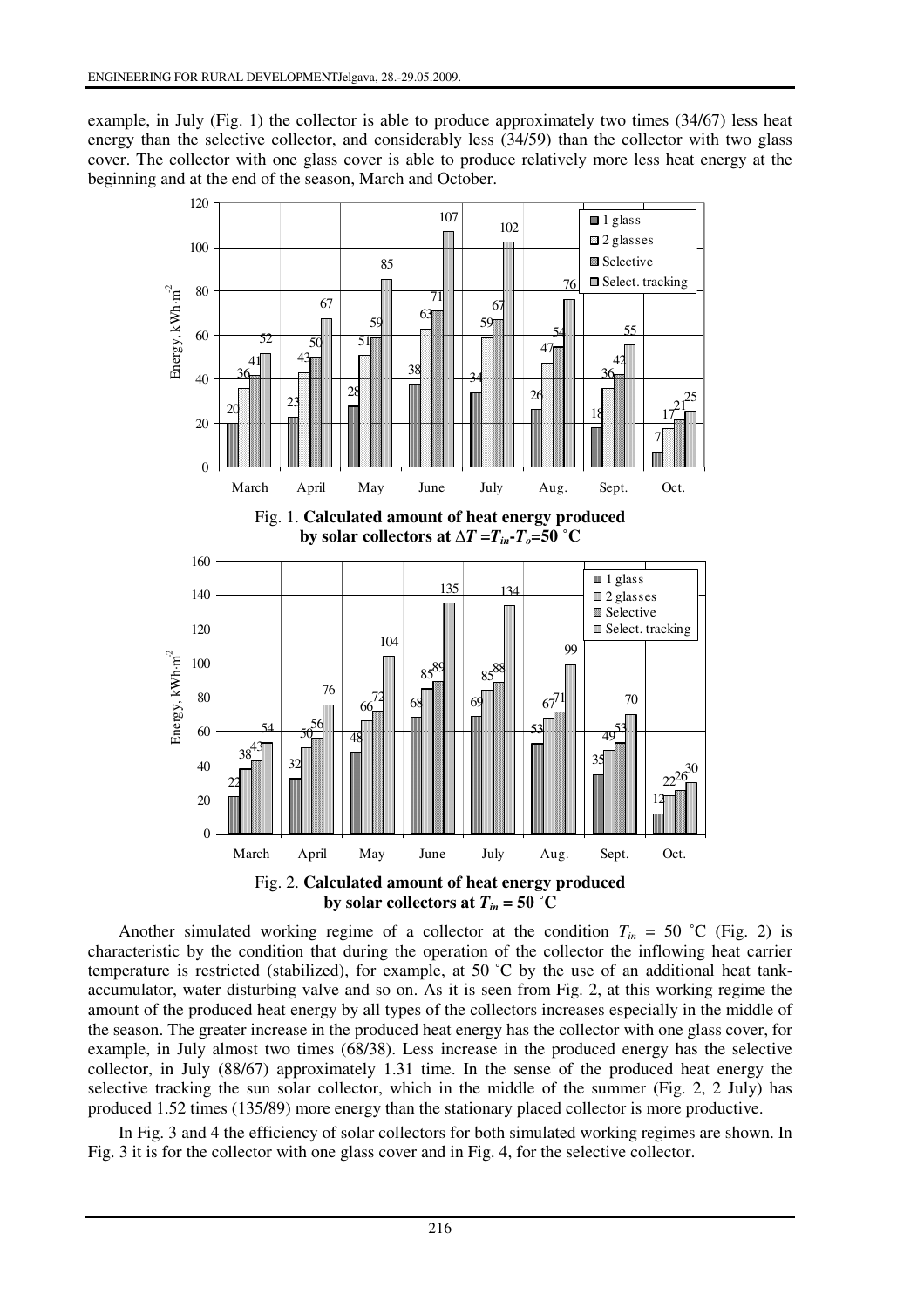example, in July (Fig. 1) the collector is able to produce approximately two times (34/67) less heat energy than the selective collector, and considerably less (34/59) than the collector with two glass cover. The collector with one glass cover is able to produce relatively more less heat energy at the beginning and at the end of the season, March and October.

120
100
80
60
40
20
0
Energy, kWh·m$^{-2}$
1 glass
2 glasses
Selective
Select. tracking
March April May June July Aug. Sept. Oct.
20 36 41 52
23 43 50 67
28 51 59 85
38 63 71 107
34 59 67 102
26 47 54 76
18 36 42 55
7 17 21 25

Fig. 1. **Calculated amount of heat energy produced by solar collectors at $\Delta T = T_{in} - T_o = 50$ ˚C**

160
140
120
100
80
60
40
20
0
Energy, kWh·m$^{-2}$
1 glass
2 glasses
Selective
Select. tracking
March April May June July Aug. Sept. Oct.
22 38 43 54
32 50 56 76
48 66 72 104
68 85 89 135
69 85 88 134
53 67 71 99
35 49 53 70
12 22 26 30

Fig. 2. **Calculated amount of heat energy produced by solar collectors at $T_{in} = 50$ ˚C**

Another simulated working regime of a collector at the condition $T_{in}$ = 50 ˚C (Fig. 2) is characteristic by the condition that during the operation of the collector the inflowing heat carrier temperature is restricted (stabilized), for example, at 50 ˚C by the use of an additional heat tank-accumulator, water disturbing valve and so on. As it is seen from Fig. 2, at this working regime the amount of the produced heat energy by all types of the collectors increases especially in the middle of the season. The greater increase in the produced heat energy has the collector with one glass cover, for example, in July almost two times (68/38). Less increase in the produced energy has the selective collector, in July (88/67) approximately 1.31 time. In the sense of the produced heat energy the selective tracking the sun solar collector, which in the middle of the summer (Fig. 2, 2 July) has produced 1.52 times (135/89) more energy than the stationary placed collector is more productive.

In Fig. 3 and 4 the efficiency of solar collectors for both simulated working regimes are shown. In Fig. 3 it is for the collector with one glass cover and in Fig. 4, for the selective collector.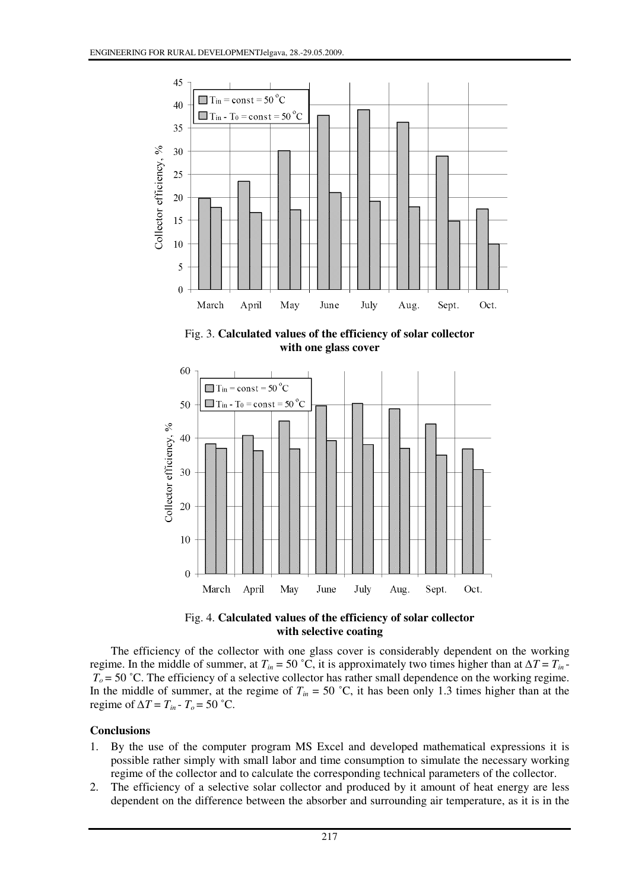45
40
35
30
25
20
15
10
5
0

Collector efficiency, %

$T_{in}$ = const = 50 °C

$T_{in}$ - $T_0$ = const = 50 °C

March April May June July Aug. Sept. Oct.

Fig. 3. **Calculated values of the efficiency of solar collector with one glass cover**

60
50
40
30
20
10
0

Collector efficiency, %

$T_{in}$ = const = 50 °C

$T_{in}$ - $T_0$ = const = 50 °C

March April May June July Aug. Sept. Oct.

Fig. 4. **Calculated values of the efficiency of solar collector with selective coating**

The efficiency of the collector with one glass cover is considerably dependent on the working regime. In the middle of summer, at $T_{in}$ = 50 ˚C, it is approximately two times higher than at $\Delta T = T_{in} - T_o$ = 50 ˚C. The efficiency of a selective collector has rather small dependence on the working regime. In the middle of summer, at the regime of $T_{in}$ = 50 ˚C, it has been only 1.3 times higher than at the regime of $\Delta T = T_{in} - T_o$ = 50 ˚C.

## Conclusions

1. By the use of the computer program MS Excel and developed mathematical expressions it is possible rather simply with small labor and time consumption to simulate the necessary working regime of the collector and to calculate the corresponding technical parameters of the collector.
2. The efficiency of a selective solar collector and produced by it amount of heat energy are less dependent on the difference between the absorber and surrounding air temperature, as it is in the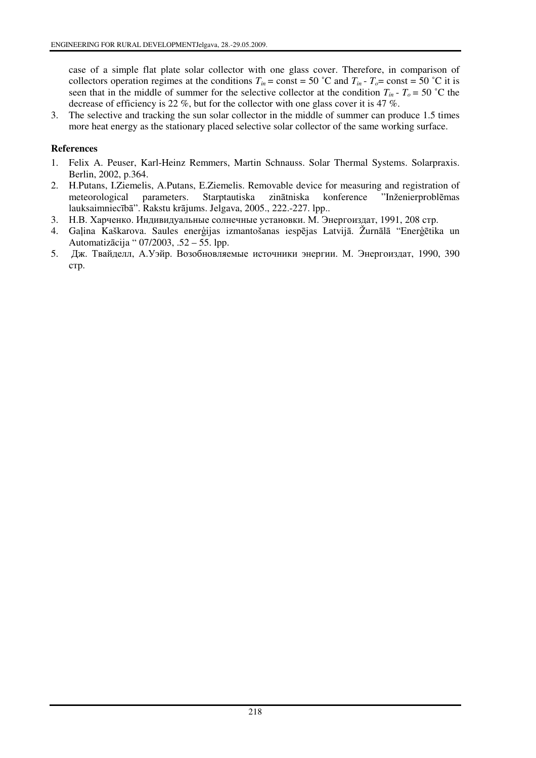case of a simple flat plate solar collector with one glass cover. Therefore, in comparison of collectors operation regimes at the conditions $T_{in}$ = const = 50 ˚C and $T_{in}$ - $T_o$= const = 50 ˚C it is seen that in the middle of summer for the selective collector at the condition $T_{in}$ - $T_o$ = 50 ˚C the decrease of efficiency is 22 %, but for the collector with one glass cover it is 47 %.

3. The selective and tracking the sun solar collector in the middle of summer can produce 1.5 times more heat energy as the stationary placed selective solar collector of the same working surface.

**References**

1. Felix A. Peuser, Karl-Heinz Remmers, Martin Schnauss. Solar Thermal Systems. Solarpraxis. Berlin, 2002, p.364.
2. H.Putans, I.Ziemelis, A.Putans, E.Ziemelis. Removable device for measuring and registration of meteorological parameters. Starptautiska zinātniska konference "Inženierproblēmas lauksaimniecībā". Rakstu krājums. Jelgava, 2005., 222.-227. lpp..
3. Н.В. Харченко. Индивидуальные солнечные установки. М. Энергоиздат, 1991, 208 стр.
4. Gaļina Kaškarova. Saules enerģijas izmantošanas iespējas Latvijā. Žurnālā "Enerģētika un Automatizācija " 07/2003, .52 – 55. lpp.
5. Дж. Твайделл, А.Уэйр. Возобновляемые источники энергии. М. Энергоиздат, 1990, 390 стр.